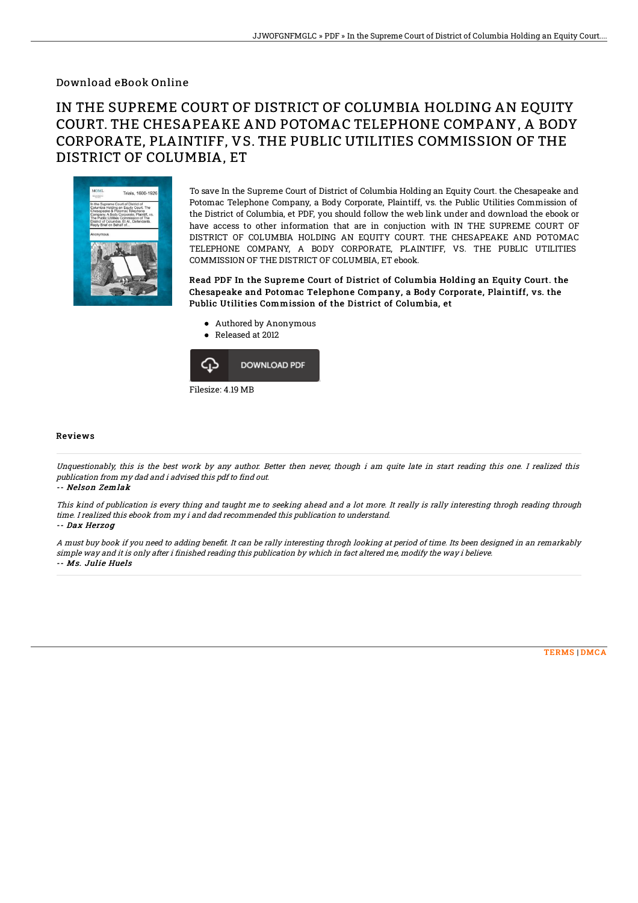Download eBook Online

# IN THE SUPREME COURT OF DISTRICT OF COLUMBIA HOLDING AN EQUITY COURT. THE CHESAPEAKE AND POTOMAC TELEPHONE COMPANY, A BODY CORPORATE, PLAINTIFF, VS. THE PUBLIC UTILITIES COMMISSION OF THE DISTRICT OF COLUMBIA, ET

To save In the Supreme Court of District of Columbia Holding an Equity Court. the Chesapeake and Potomac Telephone Company, a Body Corporate, Plaintiff, vs. the Public Utilities Commission of the District of Columbia, et PDF, you should follow the web link under and download the ebook or have access to other information that are in conjuction with IN THE SUPREME COURT OF DISTRICT OF COLUMBIA HOLDING AN EQUITY COURT. THE CHESAPEAKE AND POTOMAC TELEPHONE COMPANY, A BODY CORPORATE, PLAINTIFF, VS. THE PUBLIC UTILITIES COMMISSION OF THE DISTRICT OF COLUMBIA, ET ebook.

**Read PDF In the Supreme Court of District of Columbia Holding an Equity Court. the Chesapeake and Potomac Telephone Company, a Body Corporate, Plaintiff, vs. the Public Utilities Commission of the District of Columbia, et**

- Authored by Anonymous
- Released at 2012

DOWNLOAD PDF

Filesize: 4.19 MB

## Reviews

*Unquestionably, this is the best work by any author. Better then never, though i am quite late in start reading this one. I realized this publication from my dad and i advised this pdf to find out.*

*-- Nelson Zemlak*

*This kind of publication is every thing and taught me to seeking ahead and a lot more. It really is rally interesting throgh reading through time. I realized this ebook from my i and dad recommended this publication to understand.*

*-- Dax Herzog*

*A must buy book if you need to adding benefit. It can be rally interesting throgh looking at period of time. Its been designed in an remarkably simple way and it is only after i finished reading this publication by which in fact altered me, modify the way i believe.*

*-- Ms. Julie Huels*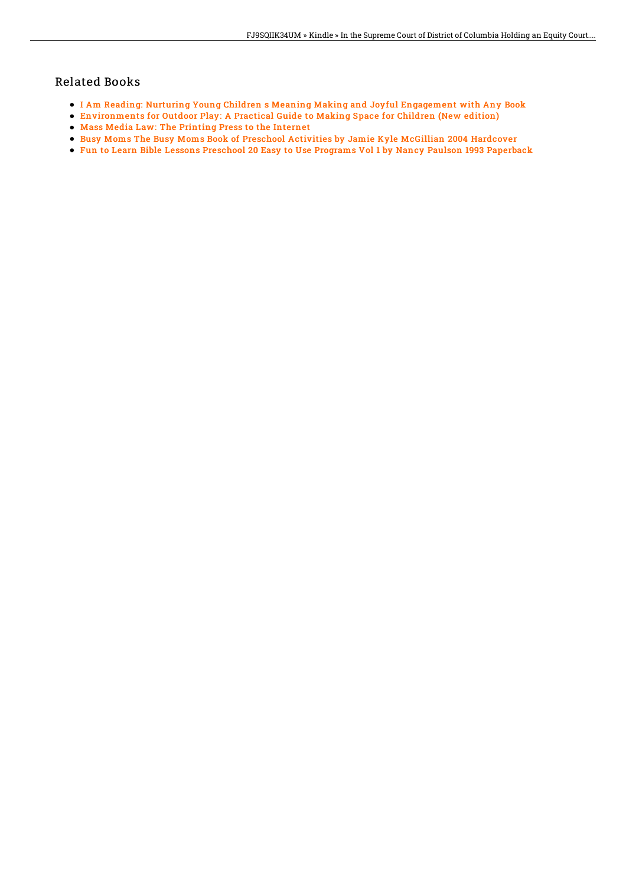## Related Books

- I Am Reading: Nurturing Young Children s Meaning Making and Joyful Engagement with Any Book
- Environments for Outdoor Play: A Practical Guide to Making Space for Children (New edition)
- Mass Media Law: The Printing Press to the Internet
- Busy Moms The Busy Moms Book of Preschool Activities by Jamie Kyle McGillian 2004 Hardcover
- Fun to Learn Bible Lessons Preschool 20 Easy to Use Programs Vol 1 by Nancy Paulson 1993 Paperback